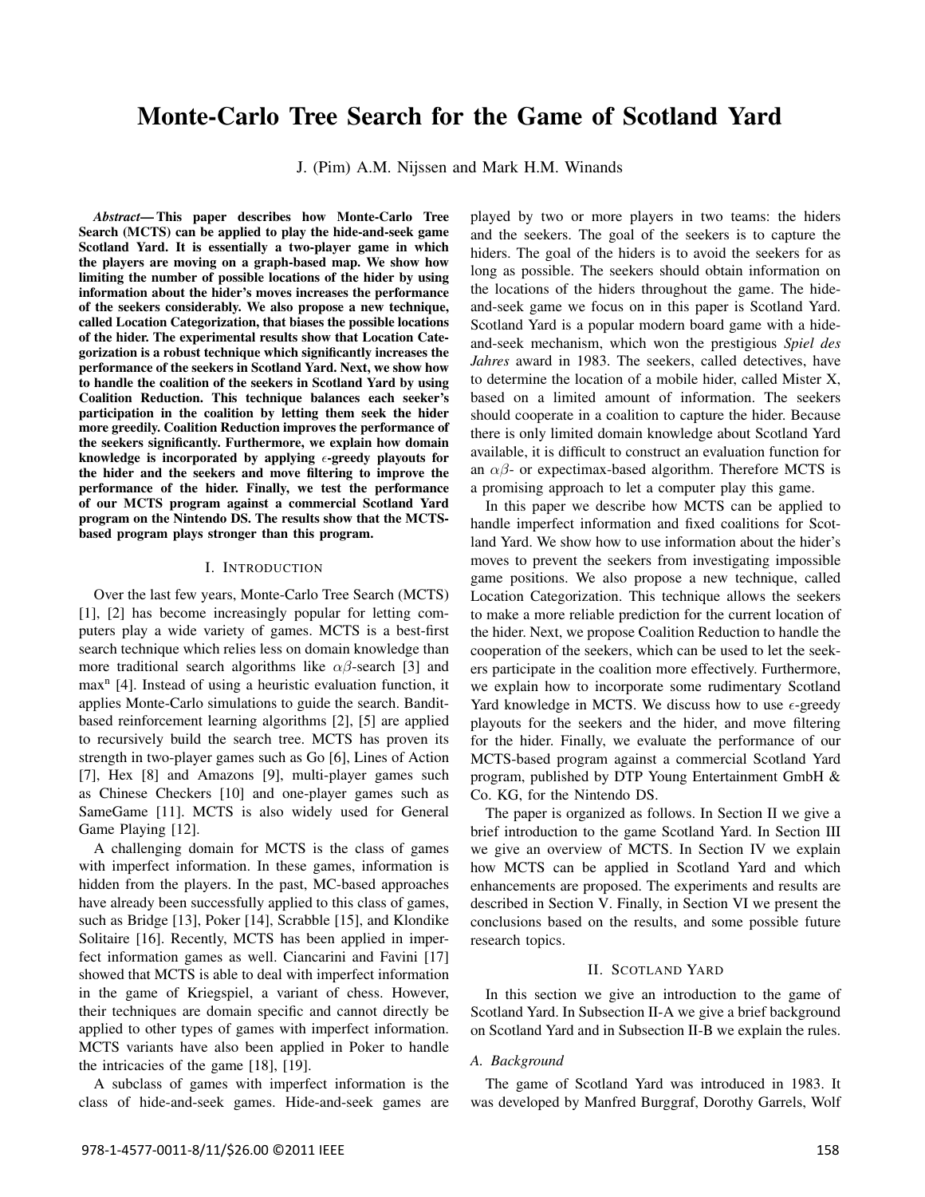# Monte-Carlo Tree Search for the Game of Scotland Yard

J. (Pim) A.M. Nijssen and Mark H.M. Winands

***Abstract*— This paper describes how Monte-Carlo Tree Search (MCTS) can be applied to play the hide-and-seek game Scotland Yard. It is essentially a two-player game in which the players are moving on a graph-based map. We show how limiting the number of possible locations of the hider by using information about the hider's moves increases the performance of the seekers considerably. We also propose a new technique, called Location Categorization, that biases the possible locations of the hider. The experimental results show that Location Categorization is a robust technique which significantly increases the performance of the seekers in Scotland Yard. Next, we show how to handle the coalition of the seekers in Scotland Yard by using Coalition Reduction. This technique balances each seeker's participation in the coalition by letting them seek the hider more greedily. Coalition Reduction improves the performance of the seekers significantly. Furthermore, we explain how domain knowledge is incorporated by applying $\epsilon$-greedy playouts for the hider and the seekers and move filtering to improve the performance of the hider. Finally, we test the performance of our MCTS program against a commercial Scotland Yard program on the Nintendo DS. The results show that the MCTS-based program plays stronger than this program.**

## I. Introduction

Over the last few years, Monte-Carlo Tree Search (MCTS) [1], [2] has become increasingly popular for letting computers play a wide variety of games. MCTS is a best-first search technique which relies less on domain knowledge than more traditional search algorithms like $\alpha\beta$-search [3] and $\max^n$ [4]. Instead of using a heuristic evaluation function, it applies Monte-Carlo simulations to guide the search. Bandit-based reinforcement learning algorithms [2], [5] are applied to recursively build the search tree. MCTS has proven its strength in two-player games such as Go [6], Lines of Action [7], Hex [8] and Amazons [9], multi-player games such as Chinese Checkers [10] and one-player games such as SameGame [11]. MCTS is also widely used for General Game Playing [12].

A challenging domain for MCTS is the class of games with imperfect information. In these games, information is hidden from the players. In the past, MC-based approaches have already been successfully applied to this class of games, such as Bridge [13], Poker [14], Scrabble [15], and Klondike Solitaire [16]. Recently, MCTS has been applied in imperfect information games as well. Ciancarini and Favini [17] showed that MCTS is able to deal with imperfect information in the game of Kriegspiel, a variant of chess. However, their techniques are domain specific and cannot directly be applied to other types of games with imperfect information. MCTS variants have also been applied in Poker to handle the intricacies of the game [18], [19].

A subclass of games with imperfect information is the class of hide-and-seek games. Hide-and-seek games are played by two or more players in two teams: the hiders and the seekers. The goal of the seekers is to capture the hiders. The goal of the hiders is to avoid the seekers for as long as possible. The seekers should obtain information on the locations of the hiders throughout the game. The hide-and-seek game we focus on in this paper is Scotland Yard. Scotland Yard is a popular modern board game with a hide-and-seek mechanism, which won the prestigious *Spiel des Jahres* award in 1983. The seekers, called detectives, have to determine the location of a mobile hider, called Mister X, based on a limited amount of information. The seekers should cooperate in a coalition to capture the hider. Because there is only limited domain knowledge about Scotland Yard available, it is difficult to construct an evaluation function for an $\alpha\beta$- or expectimax-based algorithm. Therefore MCTS is a promising approach to let a computer play this game.

In this paper we describe how MCTS can be applied to handle imperfect information and fixed coalitions for Scotland Yard. We show how to use information about the hider's moves to prevent the seekers from investigating impossible game positions. We also propose a new technique, called Location Categorization. This technique allows the seekers to make a more reliable prediction for the current location of the hider. Next, we propose Coalition Reduction to handle the cooperation of the seekers, which can be used to let the seekers participate in the coalition more effectively. Furthermore, we explain how to incorporate some rudimentary Scotland Yard knowledge in MCTS. We discuss how to use $\epsilon$-greedy playouts for the seekers and the hider, and move filtering for the hider. Finally, we evaluate the performance of our MCTS-based program against a commercial Scotland Yard program, published by DTP Young Entertainment GmbH & Co. KG, for the Nintendo DS.

The paper is organized as follows. In Section II we give a brief introduction to the game Scotland Yard. In Section III we give an overview of MCTS. In Section IV we explain how MCTS can be applied in Scotland Yard and which enhancements are proposed. The experiments and results are described in Section V. Finally, in Section VI we present the conclusions based on the results, and some possible future research topics.

## II. Scotland Yard

In this section we give an introduction to the game of Scotland Yard. In Subsection II-A we give a brief background on Scotland Yard and in Subsection II-B we explain the rules.

### A. Background

The game of Scotland Yard was introduced in 1983. It was developed by Manfred Burggraf, Dorothy Garrels, Wolf

978-1-4577-0011-8/11/$26.00 ©2011 IEEE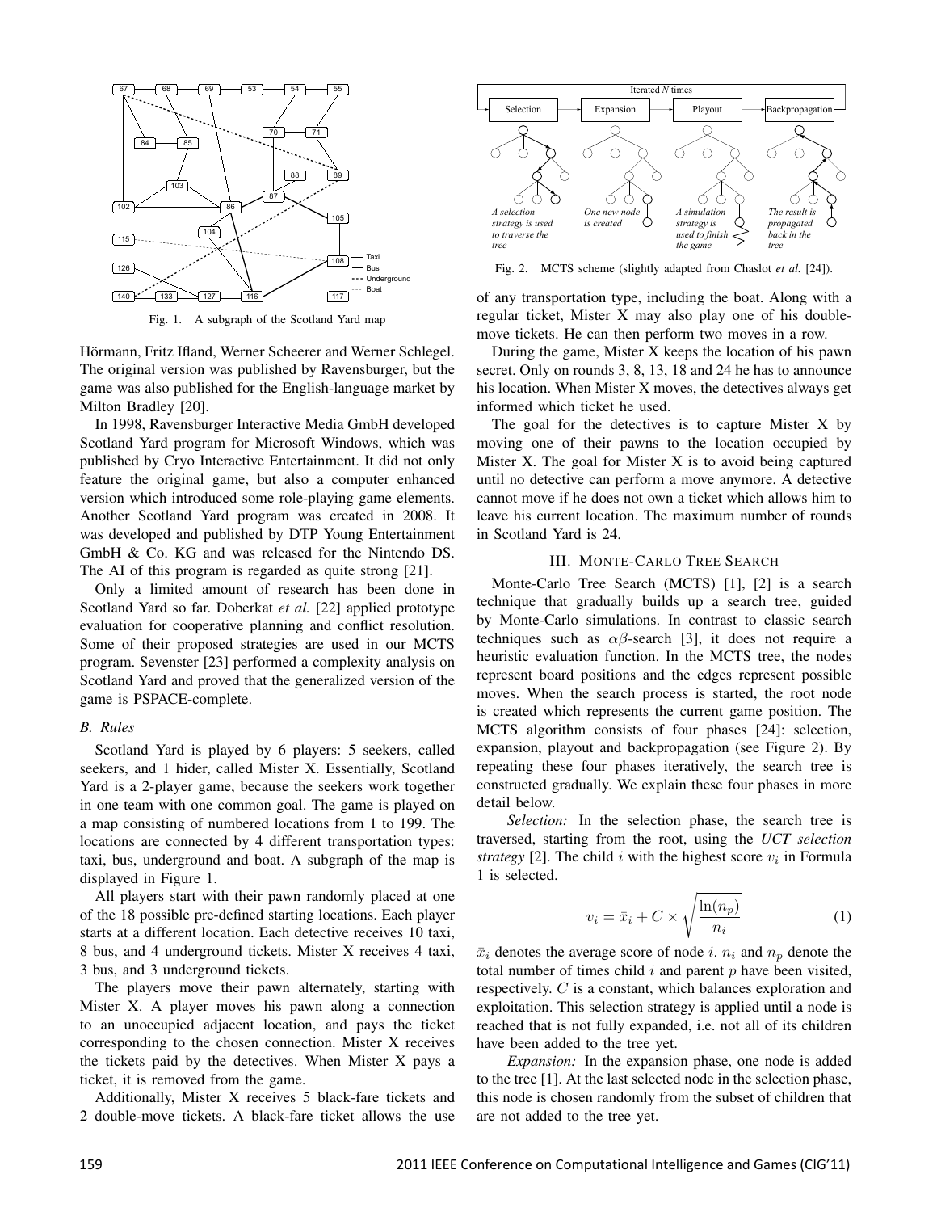Fig. 1. A subgraph of the Scotland Yard map

Hörmann, Fritz Ifland, Werner Scheerer and Werner Schlegel. The original version was published by Ravensburger, but the game was also published for the English-language market by Milton Bradley [20].

In 1998, Ravensburger Interactive Media GmbH developed Scotland Yard program for Microsoft Windows, which was published by Cryo Interactive Entertainment. It did not only feature the original game, but also a computer enhanced version which introduced some role-playing game elements. Another Scotland Yard program was created in 2008. It was developed and published by DTP Young Entertainment GmbH & Co. KG and was released for the Nintendo DS. The AI of this program is regarded as quite strong [21].

Only a limited amount of research has been done in Scotland Yard so far. Doberkat *et al.* [22] applied prototype evaluation for cooperative planning and conflict resolution. Some of their proposed strategies are used in our MCTS program. Sevenster [23] performed a complexity analysis on Scotland Yard and proved that the generalized version of the game is PSPACE-complete.

### *B. Rules*

Scotland Yard is played by 6 players: 5 seekers, called seekers, and 1 hider, called Mister X. Essentially, Scotland Yard is a 2-player game, because the seekers work together in one team with one common goal. The game is played on a map consisting of numbered locations from 1 to 199. The locations are connected by 4 different transportation types: taxi, bus, underground and boat. A subgraph of the map is displayed in Figure 1.

All players start with their pawn randomly placed at one of the 18 possible pre-defined starting locations. Each player starts at a different location. Each detective receives 10 taxi, 8 bus, and 4 underground tickets. Mister X receives 4 taxi, 3 bus, and 3 underground tickets.

The players move their pawn alternately, starting with Mister X. A player moves his pawn along a connection to an unoccupied adjacent location, and pays the ticket corresponding to the chosen connection. Mister X receives the tickets paid by the detectives. When Mister X pays a ticket, it is removed from the game.

Additionally, Mister X receives 5 black-fare tickets and 2 double-move tickets. A black-fare ticket allows the use of any transportation type, including the boat. Along with a regular ticket, Mister X may also play one of his double-move tickets. He can then perform two moves in a row.

During the game, Mister X keeps the location of his pawn secret. Only on rounds 3, 8, 13, 18 and 24 he has to announce his location. When Mister X moves, the detectives always get informed which ticket he used.

The goal for the detectives is to capture Mister X by moving one of their pawns to the location occupied by Mister X. The goal for Mister X is to avoid being captured until no detective can perform a move anymore. A detective cannot move if he does not own a ticket which allows him to leave his current location. The maximum number of rounds in Scotland Yard is 24.

## III. Monte-Carlo Tree Search

Fig. 2. MCTS scheme (slightly adapted from Chaslot *et al.* [24]).

Monte-Carlo Tree Search (MCTS) [1], [2] is a search technique that gradually builds up a search tree, guided by Monte-Carlo simulations. In contrast to classic search techniques such as $\alpha\beta$-search [3], it does not require a heuristic evaluation function. In the MCTS tree, the nodes represent board positions and the edges represent possible moves. When the search process is started, the root node is created which represents the current game position. The MCTS algorithm consists of four phases [24]: selection, expansion, playout and backpropagation (see Figure 2). By repeating these four phases iteratively, the search tree is constructed gradually. We explain these four phases in more detail below.

*Selection:* In the selection phase, the search tree is traversed, starting from the root, using the *UCT selection strategy* [2]. The child $i$ with the highest score $v_i$ in Formula 1 is selected.

$$v_i = \bar{x}_i + C \times \sqrt{\frac{\ln(n_p)}{n_i}} \tag{1}$$

$\bar{x}_i$ denotes the average score of node $i$. $n_i$ and $n_p$ denote the total number of times child $i$ and parent $p$ have been visited, respectively. $C$ is a constant, which balances exploration and exploitation. This selection strategy is applied until a node is reached that is not fully expanded, i.e. not all of its children have been added to the tree yet.

*Expansion:* In the expansion phase, one node is added to the tree [1]. At the last selected node in the selection phase, this node is chosen randomly from the subset of children that are not added to the tree yet.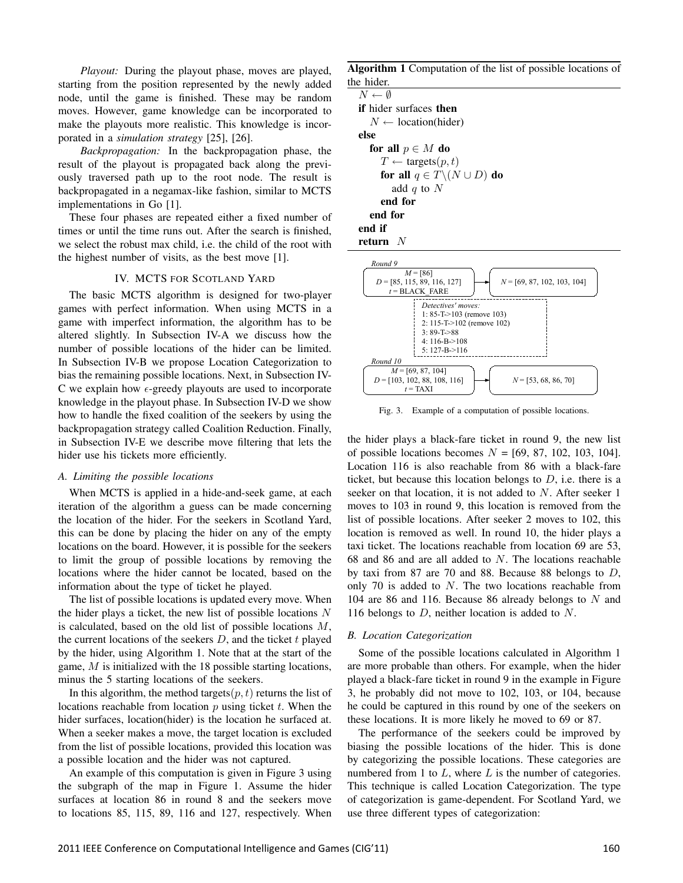*Playout:* During the playout phase, moves are played, starting from the position represented by the newly added node, until the game is finished. These may be random moves. However, game knowledge can be incorporated to make the playouts more realistic. This knowledge is incorporated in a *simulation strategy* [25], [26].

*Backpropagation:* In the backpropagation phase, the result of the playout is propagated back along the previously traversed path up to the root node. The result is backpropagated in a negamax-like fashion, similar to MCTS implementations in Go [1].

These four phases are repeated either a fixed number of times or until the time runs out. After the search is finished, we select the robust max child, i.e. the child of the root with the highest number of visits, as the best move [1].

## IV. MCTS FOR SCOTLAND YARD

The basic MCTS algorithm is designed for two-player games with perfect information. When using MCTS in a game with imperfect information, the algorithm has to be altered slightly. In Subsection IV-A we discuss how the number of possible locations of the hider can be limited. In Subsection IV-B we propose Location Categorization to bias the remaining possible locations. Next, in Subsection IV-C we explain how $\epsilon$-greedy playouts are used to incorporate knowledge in the playout phase. In Subsection IV-D we show how to handle the fixed coalition of the seekers by using the backpropagation strategy called Coalition Reduction. Finally, in Subsection IV-E we describe move filtering that lets the hider use his tickets more efficiently.

### A. Limiting the possible locations

When MCTS is applied in a hide-and-seek game, at each iteration of the algorithm a guess can be made concerning the location of the hider. For the seekers in Scotland Yard, this can be done by placing the hider on any of the empty locations on the board. However, it is possible for the seekers to limit the group of possible locations by removing the locations where the hider cannot be located, based on the information about the type of ticket he played.

The list of possible locations is updated every move. When the hider plays a ticket, the new list of possible locations $N$ is calculated, based on the old list of possible locations $M$, the current locations of the seekers $D$, and the ticket $t$ played by the hider, using Algorithm 1. Note that at the start of the game, $M$ is initialized with the 18 possible starting locations, minus the 5 starting locations of the seekers.

In this algorithm, the method targets$(p, t)$ returns the list of locations reachable from location $p$ using ticket $t$. When the hider surfaces, location(hider) is the location he surfaced at. When a seeker makes a move, the target location is excluded from the list of possible locations, provided this location was a possible location and the hider was not captured.

An example of this computation is given in Figure 3 using the subgraph of the map in Figure 1. Assume the hider surfaces at location 86 in round 8 and the seekers move to locations 85, 115, 89, 116 and 127, respectively. When the hider plays a black-fare ticket in round 9, the new list of possible locations becomes $N$ = [69, 87, 102, 103, 104]. Location 116 is also reachable from 86 with a black-fare ticket, but because this location belongs to $D$, i.e. there is a seeker on that location, it is not added to $N$. After seeker 1 moves to 103 in round 9, this location is removed from the list of possible locations. After seeker 2 moves to 102, this location is removed as well. In round 10, the hider plays a taxi ticket. The locations reachable from location 69 are 53, 68 and 86 and are all added to $N$. The locations reachable by taxi from 87 are 70 and 88. Because 88 belongs to $D$, only 70 is added to $N$. The two locations reachable from 104 are 86 and 116. Because 86 already belongs to $N$ and 116 belongs to $D$, neither location is added to $N$.

**Algorithm 1** Computation of the list of possible locations of the hider.

```
N ← ∅
if hider surfaces then
    N ← location(hider)
else
    for all p ∈ M do
        T ← targets(p, t)
        for all q ∈ T\(N ∪ D) do
            add q to N
        end for
    end for
end if
return N
```

Round 9
$M$ = [86]
$D$ = [85, 115, 89, 116, 127]
$t$ = BLACK_FARE
→ $N$ = [69, 87, 102, 103, 104]

Detectives' moves:
1: 85-T->103 (remove 103)
2: 115-T->102 (remove 102)
3: 89-T->88
4: 116-B->108
5: 127-B->116

Round 10
$M$ = [69, 87, 104]
$D$ = [103, 102, 88, 108, 116]
$t$ = TAXI
→ $N$ = [53, 68, 86, 70]

Fig. 3. Example of a computation of possible locations.

### B. Location Categorization

Some of the possible locations calculated in Algorithm 1 are more probable than others. For example, when the hider played a black-fare ticket in round 9 in the example in Figure 3, he probably did not move to 102, 103, or 104, because he could be captured in this round by one of the seekers on these locations. It is more likely he moved to 69 or 87.

The performance of the seekers could be improved by biasing the possible locations of the hider. This is done by categorizing the possible locations. These categories are numbered from 1 to $L$, where $L$ is the number of categories. This technique is called Location Categorization. The type of categorization is game-dependent. For Scotland Yard, we use three different types of categorization: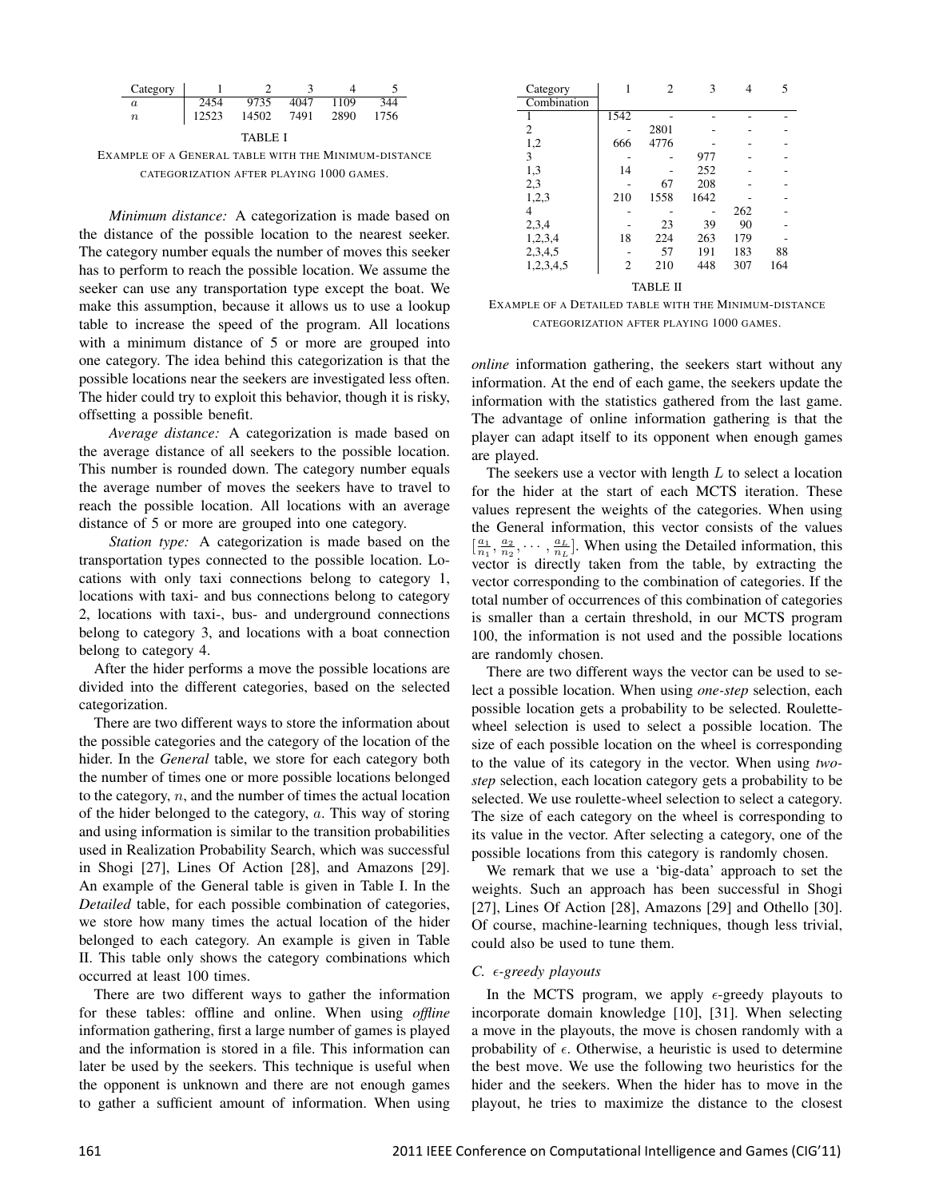| Category | 1 | 2 | 3 | 4 | 5 |
|---|---|---|---|---|---|
| $a$ | 2454 | 9735 | 4047 | 1109 | 344 |
| $n$ | 12523 | 14502 | 7491 | 2890 | 1756 |

TABLE I

EXAMPLE OF A GENERAL TABLE WITH THE MINIMUM-DISTANCE CATEGORIZATION AFTER PLAYING 1000 GAMES.

*Minimum distance:* A categorization is made based on the distance of the possible location to the nearest seeker. The category number equals the number of moves this seeker has to perform to reach the possible location. We assume the seeker can use any transportation type except the boat. We make this assumption, because it allows us to use a lookup table to increase the speed of the program. All locations with a minimum distance of 5 or more are grouped into one category. The idea behind this categorization is that the possible locations near the seekers are investigated less often. The hider could try to exploit this behavior, though it is risky, offsetting a possible benefit.

*Average distance:* A categorization is made based on the average distance of all seekers to the possible location. This number is rounded down. The category number equals the average number of moves the seekers have to travel to reach the possible location. All locations with an average distance of 5 or more are grouped into one category.

*Station type:* A categorization is made based on the transportation types connected to the possible location. Locations with only taxi connections belong to category 1, locations with taxi- and bus connections belong to category 2, locations with taxi-, bus- and underground connections belong to category 3, and locations with a boat connection belong to category 4.

After the hider performs a move the possible locations are divided into the different categories, based on the selected categorization.

There are two different ways to store the information about the possible categories and the category of the location of the hider. In the *General* table, we store for each category both the number of times one or more possible locations belonged to the category, $n$, and the number of times the actual location of the hider belonged to the category, $a$. This way of storing and using information is similar to the transition probabilities used in Realization Probability Search, which was successful in Shogi [27], Lines Of Action [28], and Amazons [29]. An example of the General table is given in Table I. In the *Detailed* table, for each possible combination of categories, we store how many times the actual location of the hider belonged to each category. An example is given in Table II. This table only shows the category combinations which occurred at least 100 times.

There are two different ways to gather the information for these tables: offline and online. When using *offline* information gathering, first a large number of games is played and the information is stored in a file. This information can later be used by the seekers. This technique is useful when the opponent is unknown and there are not enough games to gather a sufficient amount of information. When using *online* information gathering, the seekers start without any information. At the end of each game, the seekers update the information with the statistics gathered from the last game. The advantage of online information gathering is that the player can adapt itself to its opponent when enough games are played.

| Category / Combination | 1 | 2 | 3 | 4 | 5 |
|---|---|---|---|---|---|
| 1 | 1542 | - | - | - | - |
| 2 | - | 2801 | - | - | - |
| 1,2 | 666 | 4776 | - | - | - |
| 3 | - | - | 977 | - | - |
| 1,3 | 14 | - | 252 | - | - |
| 2,3 | - | 67 | 208 | - | - |
| 1,2,3 | 210 | 1558 | 1642 | - | - |
| 4 | - | - | - | 262 | - |
| 2,3,4 | - | 23 | 39 | 90 | - |
| 1,2,3,4 | 18 | 224 | 263 | 179 | - |
| 2,3,4,5 | - | 57 | 191 | 183 | 88 |
| 1,2,3,4,5 | 2 | 210 | 448 | 307 | 164 |

TABLE II

EXAMPLE OF A DETAILED TABLE WITH THE MINIMUM-DISTANCE CATEGORIZATION AFTER PLAYING 1000 GAMES.

The seekers use a vector with length $L$ to select a location for the hider at the start of each MCTS iteration. These values represent the weights of the categories. When using the General information, this vector consists of the values $[\frac{a_1}{n_1}, \frac{a_2}{n_2}, \cdots, \frac{a_L}{n_L}]$. When using the Detailed information, this vector is directly taken from the table, by extracting the vector corresponding to the combination of categories. If the total number of occurrences of this combination of categories is smaller than a certain threshold, in our MCTS program 100, the information is not used and the possible locations are randomly chosen.

There are two different ways the vector can be used to select a possible location. When using *one-step* selection, each possible location gets a probability to be selected. Roulette-wheel selection is used to select a possible location. The size of each possible location on the wheel is corresponding to the value of its category in the vector. When using *two-step* selection, each location category gets a probability to be selected. We use roulette-wheel selection to select a category. The size of each category on the wheel is corresponding to its value in the vector. After selecting a category, one of the possible locations from this category is randomly chosen.

We remark that we use a 'big-data' approach to set the weights. Such an approach has been successful in Shogi [27], Lines Of Action [28], Amazons [29] and Othello [30]. Of course, machine-learning techniques, though less trivial, could also be used to tune them.

### C. $\epsilon$-greedy playouts

In the MCTS program, we apply $\epsilon$-greedy playouts to incorporate domain knowledge [10], [31]. When selecting a move in the playouts, the move is chosen randomly with a probability of $\epsilon$. Otherwise, a heuristic is used to determine the best move. We use the following two heuristics for the hider and the seekers. When the hider has to move in the playout, he tries to maximize the distance to the closest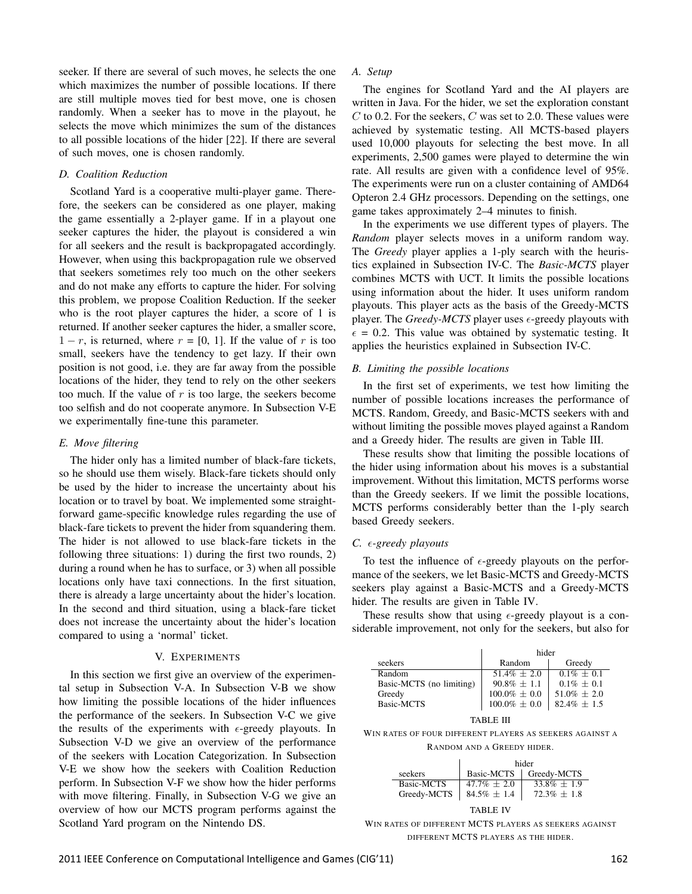seeker. If there are several of such moves, he selects the one which maximizes the number of possible locations. If there are still multiple moves tied for best move, one is chosen randomly. When a seeker has to move in the playout, he selects the move which minimizes the sum of the distances to all possible locations of the hider [22]. If there are several of such moves, one is chosen randomly.

### D. Coalition Reduction

Scotland Yard is a cooperative multi-player game. Therefore, the seekers can be considered as one player, making the game essentially a 2-player game. If in a playout one seeker captures the hider, the playout is considered a win for all seekers and the result is backpropagated accordingly. However, when using this backpropagation rule we observed that seekers sometimes rely too much on the other seekers and do not make any efforts to capture the hider. For solving this problem, we propose Coalition Reduction. If the seeker who is the root player captures the hider, a score of 1 is returned. If another seeker captures the hider, a smaller score, $1 - r$, is returned, where $r$ = [0, 1]. If the value of $r$ is too small, seekers have the tendency to get lazy. If their own position is not good, i.e. they are far away from the possible locations of the hider, they tend to rely on the other seekers too much. If the value of $r$ is too large, the seekers become too selfish and do not cooperate anymore. In Subsection V-E we experimentally fine-tune this parameter.

### E. Move filtering

The hider only has a limited number of black-fare tickets, so he should use them wisely. Black-fare tickets should only be used by the hider to increase the uncertainty about his location or to travel by boat. We implemented some straightforward game-specific knowledge rules regarding the use of black-fare tickets to prevent the hider from squandering them. The hider is not allowed to use black-fare tickets in the following three situations: 1) during the first two rounds, 2) during a round when he has to surface, or 3) when all possible locations only have taxi connections. In the first situation, there is already a large uncertainty about the hider's location. In the second and third situation, using a black-fare ticket does not increase the uncertainty about the hider's location compared to using a 'normal' ticket.

## V. Experiments

In this section we first give an overview of the experimental setup in Subsection V-A. In Subsection V-B we show how limiting the possible locations of the hider influences the performance of the seekers. In Subsection V-C we give the results of the experiments with $\epsilon$-greedy playouts. In Subsection V-D we give an overview of the performance of the seekers with Location Categorization. In Subsection V-E we show how the seekers with Coalition Reduction perform. In Subsection V-F we show how the hider performs with move filtering. Finally, in Subsection V-G we give an overview of how our MCTS program performs against the Scotland Yard program on the Nintendo DS.

### A. Setup

The engines for Scotland Yard and the AI players are written in Java. For the hider, we set the exploration constant $C$ to 0.2. For the seekers, $C$ was set to 2.0. These values were achieved by systematic testing. All MCTS-based players used 10,000 playouts for selecting the best move. In all experiments, 2,500 games were played to determine the win rate. All results are given with a confidence level of 95%. The experiments were run on a cluster containing of AMD64 Opteron 2.4 GHz processors. Depending on the settings, one game takes approximately 2–4 minutes to finish.

In the experiments we use different types of players. The *Random* player selects moves in a uniform random way. The *Greedy* player applies a 1-ply search with the heuristics explained in Subsection IV-C. The *Basic-MCTS* player combines MCTS with UCT. It limits the possible locations using information about the hider. It uses uniform random playouts. This player acts as the basis of the Greedy-MCTS player. The *Greedy-MCTS* player uses $\epsilon$-greedy playouts with $\epsilon$ = 0.2. This value was obtained by systematic testing. It applies the heuristics explained in Subsection IV-C.

### B. Limiting the possible locations

In the first set of experiments, we test how limiting the number of possible locations increases the performance of MCTS. Random, Greedy, and Basic-MCTS seekers with and without limiting the possible moves played against a Random and a Greedy hider. The results are given in Table III.

These results show that limiting the possible locations of the hider using information about his moves is a substantial improvement. Without this limitation, MCTS performs worse than the Greedy seekers. If we limit the possible locations, MCTS performs considerably better than the 1-ply search based Greedy seekers.

### C. $\epsilon$-greedy playouts

To test the influence of $\epsilon$-greedy playouts on the performance of the seekers, we let Basic-MCTS and Greedy-MCTS seekers play against a Basic-MCTS and a Greedy-MCTS hider. The results are given in Table IV.

These results show that using $\epsilon$-greedy playout is a considerable improvement, not only for the seekers, but also for

| | hider | |
|---|---|---|
| seekers | Random | Greedy |
| Random | 51.4% ± 2.0 | 0.1% ± 0.1 |
| Basic-MCTS (no limiting) | 90.8% ± 1.1 | 0.1% ± 0.1 |
| Greedy | 100.0% ± 0.0 | 51.0% ± 2.0 |
| Basic-MCTS | 100.0% ± 0.0 | 82.4% ± 1.5 |

TABLE III

WIN RATES OF FOUR DIFFERENT PLAYERS AS SEEKERS AGAINST A RANDOM AND A GREEDY HIDER.

| | hider | |
|---|---|---|
| seekers | Basic-MCTS | Greedy-MCTS |
| Basic-MCTS | 47.7% ± 2.0 | 33.8% ± 1.9 |
| Greedy-MCTS | 84.5% ± 1.4 | 72.3% ± 1.8 |

TABLE IV

WIN RATES OF DIFFERENT MCTS PLAYERS AS SEEKERS AGAINST DIFFERENT MCTS PLAYERS AS THE HIDER.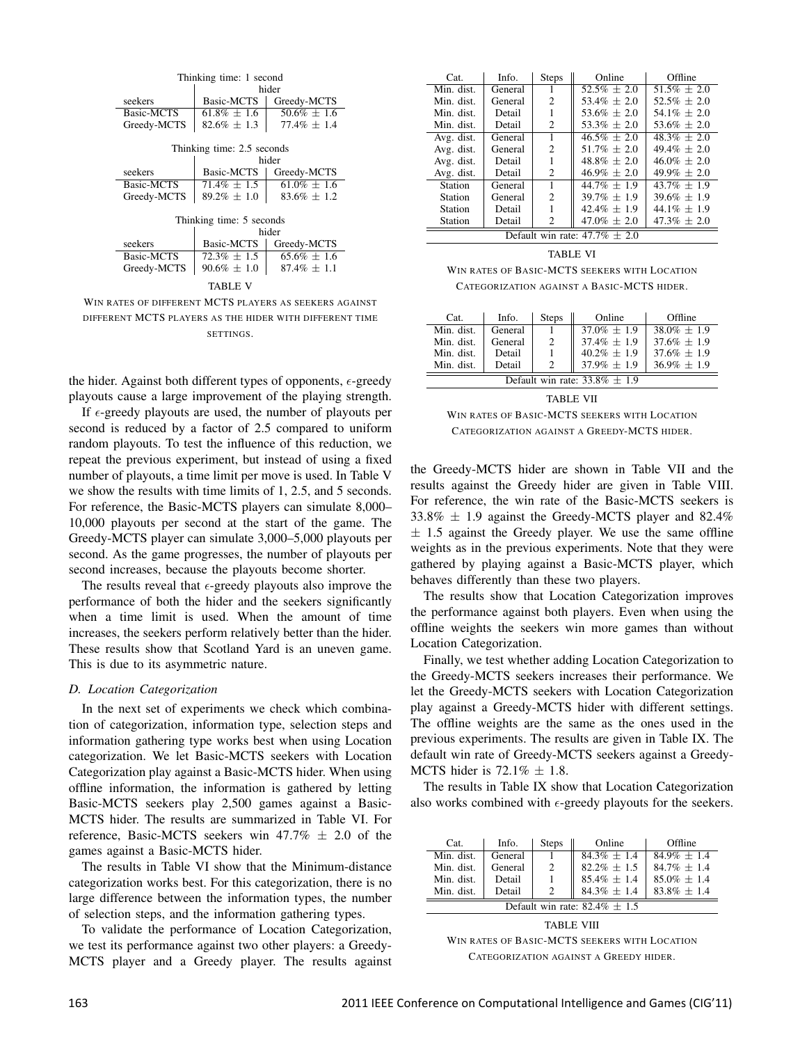Thinking time: 1 second

| seekers | hider: Basic-MCTS | hider: Greedy-MCTS |
|---|---|---|
| Basic-MCTS | 61.8% ± 1.6 | 50.6% ± 1.6 |
| Greedy-MCTS | 82.6% ± 1.3 | 77.4% ± 1.4 |

Thinking time: 2.5 seconds

| seekers | hider: Basic-MCTS | hider: Greedy-MCTS |
|---|---|---|
| Basic-MCTS | 71.4% ± 1.5 | 61.0% ± 1.6 |
| Greedy-MCTS | 89.2% ± 1.0 | 83.6% ± 1.2 |

Thinking time: 5 seconds

| seekers | hider: Basic-MCTS | hider: Greedy-MCTS |
|---|---|---|
| Basic-MCTS | 72.3% ± 1.5 | 65.6% ± 1.6 |
| Greedy-MCTS | 90.6% ± 1.0 | 87.4% ± 1.1 |

TABLE V

WIN RATES OF DIFFERENT MCTS PLAYERS AS SEEKERS AGAINST DIFFERENT MCTS PLAYERS AS THE HIDER WITH DIFFERENT TIME SETTINGS.

the hider. Against both different types of opponents, $\epsilon$-greedy playouts cause a large improvement of the playing strength.

If $\epsilon$-greedy playouts are used, the number of playouts per second is reduced by a factor of 2.5 compared to uniform random playouts. To test the influence of this reduction, we repeat the previous experiment, but instead of using a fixed number of playouts, a time limit per move is used. In Table V we show the results with time limits of 1, 2.5, and 5 seconds. For reference, the Basic-MCTS players can simulate 8,000–10,000 playouts per second at the start of the game. The Greedy-MCTS player can simulate 3,000–5,000 playouts per second. As the game progresses, the number of playouts per second increases, because the playouts become shorter.

The results reveal that $\epsilon$-greedy playouts also improve the performance of both the hider and the seekers significantly when a time limit is used. When the amount of time increases, the seekers perform relatively better than the hider. These results show that Scotland Yard is an uneven game. This is due to its asymmetric nature.

### D. Location Categorization

In the next set of experiments we check which combination of categorization, information type, selection steps and information gathering type works best when using Location categorization. We let Basic-MCTS seekers with Location Categorization play against a Basic-MCTS hider. When using offline information, the information is gathered by letting Basic-MCTS seekers play 2,500 games against a Basic-MCTS hider. The results are summarized in Table VI. For reference, Basic-MCTS seekers win 47.7% ± 2.0 of the games against a Basic-MCTS hider.

The results in Table VI show that the Minimum-distance categorization works best. For this categorization, there is no large difference between the information types, the number of selection steps, and the information gathering types.

To validate the performance of Location Categorization, we test its performance against two other players: a Greedy-MCTS player and a Greedy player. The results against the Greedy-MCTS hider are shown in Table VII and the results against the Greedy hider are given in Table VIII. For reference, the win rate of the Basic-MCTS seekers is 33.8% ± 1.9 against the Greedy-MCTS player and 82.4% ± 1.5 against the Greedy player. We use the same offline weights as in the previous experiments. Note that they were gathered by playing against a Basic-MCTS player, which behaves differently than these two players.

The results show that Location Categorization improves the performance against both players. Even when using the offline weights the seekers win more games than without Location Categorization.

Finally, we test whether adding Location Categorization to the Greedy-MCTS seekers increases their performance. We let the Greedy-MCTS seekers with Location Categorization play against a Greedy-MCTS hider with different settings. The offline weights are the same as the ones used in the previous experiments. The results are given in Table IX. The default win rate of Greedy-MCTS seekers against a Greedy-MCTS hider is 72.1% ± 1.8.

The results in Table IX show that Location Categorization also works combined with $\epsilon$-greedy playouts for the seekers.

| Cat. | Info. | Steps | Online | Offline |
|---|---|---|---|---|
| Min. dist. | General | 1 | 52.5% ± 2.0 | 51.5% ± 2.0 |
| Min. dist. | General | 2 | 53.4% ± 2.0 | 52.5% ± 2.0 |
| Min. dist. | Detail | 1 | 53.6% ± 2.0 | 54.1% ± 2.0 |
| Min. dist. | Detail | 2 | 53.3% ± 2.0 | 53.6% ± 2.0 |
| Avg. dist. | General | 1 | 46.5% ± 2.0 | 48.3% ± 2.0 |
| Avg. dist. | General | 2 | 51.7% ± 2.0 | 49.4% ± 2.0 |
| Avg. dist. | Detail | 1 | 48.8% ± 2.0 | 46.0% ± 2.0 |
| Avg. dist. | Detail | 2 | 46.9% ± 2.0 | 49.9% ± 2.0 |
| Station | General | 1 | 44.7% ± 1.9 | 43.7% ± 1.9 |
| Station | General | 2 | 39.7% ± 1.9 | 39.6% ± 1.9 |
| Station | Detail | 1 | 42.4% ± 1.9 | 44.1% ± 1.9 |
| Station | Detail | 2 | 47.0% ± 2.0 | 47.3% ± 2.0 |
| Default win rate: 47.7% ± 2.0 | | | | |

TABLE VI

WIN RATES OF BASIC-MCTS SEEKERS WITH LOCATION CATEGORIZATION AGAINST A BASIC-MCTS HIDER.

| Cat. | Info. | Steps | Online | Offline |
|---|---|---|---|---|
| Min. dist. | General | 1 | 37.0% ± 1.9 | 38.0% ± 1.9 |
| Min. dist. | General | 2 | 37.4% ± 1.9 | 37.6% ± 1.9 |
| Min. dist. | Detail | 1 | 40.2% ± 1.9 | 37.6% ± 1.9 |
| Min. dist. | Detail | 2 | 37.9% ± 1.9 | 36.9% ± 1.9 |
| Default win rate: 33.8% ± 1.9 | | | | |

TABLE VII

WIN RATES OF BASIC-MCTS SEEKERS WITH LOCATION CATEGORIZATION AGAINST A GREEDY-MCTS HIDER.

| Cat. | Info. | Steps | Online | Offline |
|---|---|---|---|---|
| Min. dist. | General | 1 | 84.3% ± 1.4 | 84.9% ± 1.4 |
| Min. dist. | General | 2 | 82.2% ± 1.5 | 84.7% ± 1.4 |
| Min. dist. | Detail | 1 | 85.4% ± 1.4 | 85.0% ± 1.4 |
| Min. dist. | Detail | 2 | 84.3% ± 1.4 | 83.8% ± 1.4 |
| Default win rate: 82.4% ± 1.5 | | | | |

TABLE VIII

WIN RATES OF BASIC-MCTS SEEKERS WITH LOCATION CATEGORIZATION AGAINST A GREEDY HIDER.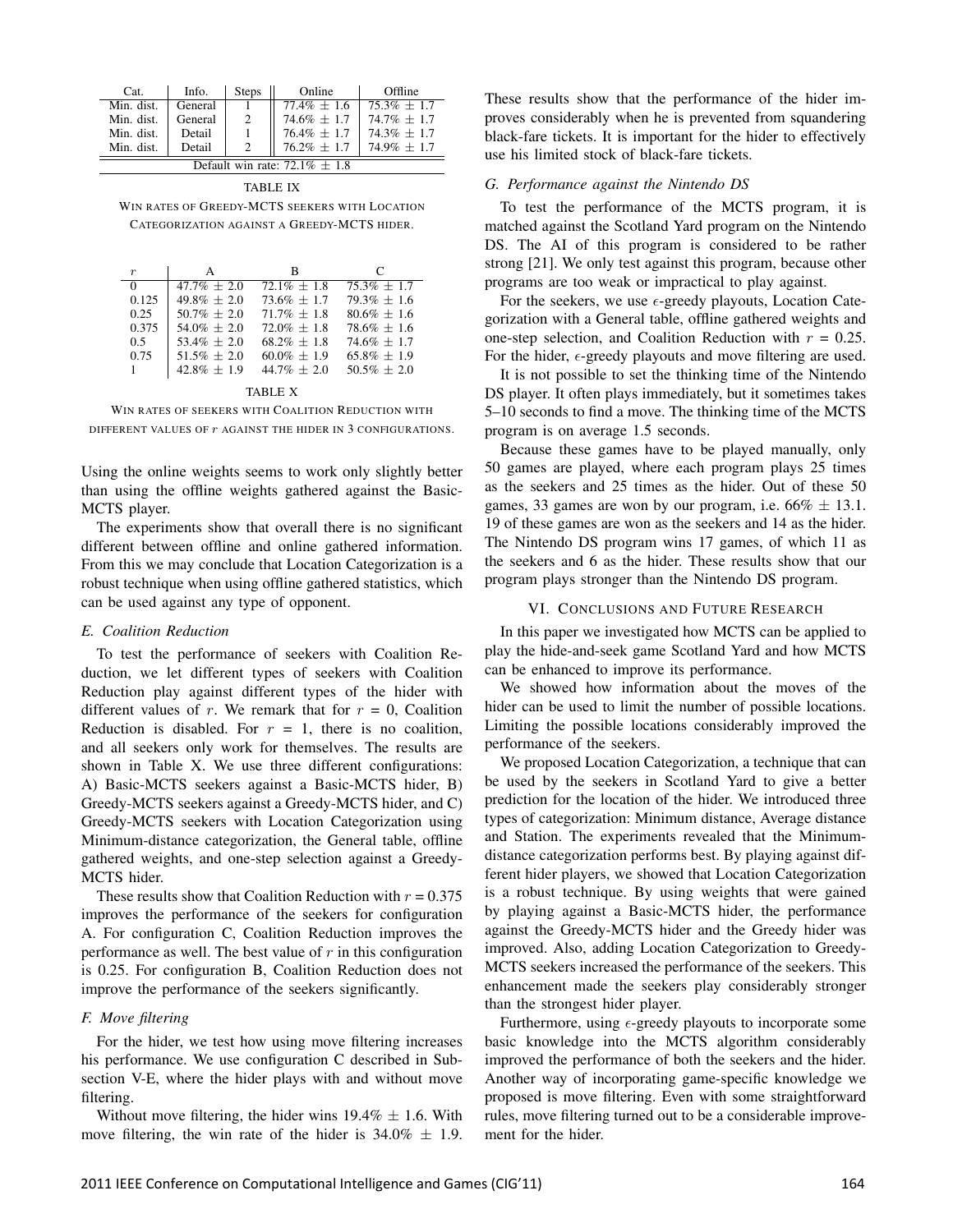| Cat. | Info. | Steps | Online | Offline |
|---|---|---|---|---|
| Min. dist. | General | 1 | 77.4% ± 1.6 | 75.3% ± 1.7 |
| Min. dist. | General | 2 | 74.6% ± 1.7 | 74.7% ± 1.7 |
| Min. dist. | Detail | 1 | 76.4% ± 1.7 | 74.3% ± 1.7 |
| Min. dist. | Detail | 2 | 76.2% ± 1.7 | 74.9% ± 1.7 |
| Default win rate: 72.1% ± 1.8 | | | | |

TABLE IX

WIN RATES OF GREEDY-MCTS SEEKERS WITH LOCATION CATEGORIZATION AGAINST A GREEDY-MCTS HIDER.

| $r$ | A | B | C |
|---|---|---|---|
| 0 | 47.7% ± 2.0 | 72.1% ± 1.8 | 75.3% ± 1.7 |
| 0.125 | 49.8% ± 2.0 | 73.6% ± 1.7 | 79.3% ± 1.6 |
| 0.25 | 50.7% ± 2.0 | 71.7% ± 1.8 | 80.6% ± 1.6 |
| 0.375 | 54.0% ± 2.0 | 72.0% ± 1.8 | 78.6% ± 1.6 |
| 0.5 | 53.4% ± 2.0 | 68.2% ± 1.8 | 74.6% ± 1.7 |
| 0.75 | 51.5% ± 2.0 | 60.0% ± 1.9 | 65.8% ± 1.9 |
| 1 | 42.8% ± 1.9 | 44.7% ± 2.0 | 50.5% ± 2.0 |

TABLE X

WIN RATES OF SEEKERS WITH COALITION REDUCTION WITH DIFFERENT VALUES OF $r$ AGAINST THE HIDER IN 3 CONFIGURATIONS.

Using the online weights seems to work only slightly better than using the offline weights gathered against the Basic-MCTS player.

The experiments show that overall there is no significant different between offline and online gathered information. From this we may conclude that Location Categorization is a robust technique when using offline gathered statistics, which can be used against any type of opponent.

### E. Coalition Reduction

To test the performance of seekers with Coalition Reduction, we let different types of seekers with Coalition Reduction play against different types of the hider with different values of $r$. We remark that for $r$ = 0, Coalition Reduction is disabled. For $r$ = 1, there is no coalition, and all seekers only work for themselves. The results are shown in Table X. We use three different configurations: A) Basic-MCTS seekers against a Basic-MCTS hider, B) Greedy-MCTS seekers against a Greedy-MCTS hider, and C) Greedy-MCTS seekers with Location Categorization using Minimum-distance categorization, the General table, offline gathered weights, and one-step selection against a Greedy-MCTS hider.

These results show that Coalition Reduction with $r$ = 0.375 improves the performance of the seekers for configuration A. For configuration C, Coalition Reduction improves the performance as well. The best value of $r$ in this configuration is 0.25. For configuration B, Coalition Reduction does not improve the performance of the seekers significantly.

### F. Move filtering

For the hider, we test how using move filtering increases his performance. We use configuration C described in Subsection V-E, where the hider plays with and without move filtering.

Without move filtering, the hider wins 19.4% ± 1.6. With move filtering, the win rate of the hider is 34.0% ± 1.9. These results show that the performance of the hider improves considerably when he is prevented from squandering black-fare tickets. It is important for the hider to effectively use his limited stock of black-fare tickets.

### G. Performance against the Nintendo DS

To test the performance of the MCTS program, it is matched against the Scotland Yard program on the Nintendo DS. The AI of this program is considered to be rather strong [21]. We only test against this program, because other programs are too weak or impractical to play against.

For the seekers, we use $\epsilon$-greedy playouts, Location Categorization with a General table, offline gathered weights and one-step selection, and Coalition Reduction with $r$ = 0.25. For the hider, $\epsilon$-greedy playouts and move filtering are used.

It is not possible to set the thinking time of the Nintendo DS player. It often plays immediately, but it sometimes takes 5–10 seconds to find a move. The thinking time of the MCTS program is on average 1.5 seconds.

Because these games have to be played manually, only 50 games are played, where each program plays 25 times as the seekers and 25 times as the hider. Out of these 50 games, 33 games are won by our program, i.e. 66% ± 13.1. 19 of these games are won as the seekers and 14 as the hider. The Nintendo DS program wins 17 games, of which 11 as the seekers and 6 as the hider. These results show that our program plays stronger than the Nintendo DS program.

## VI. CONCLUSIONS AND FUTURE RESEARCH

In this paper we investigated how MCTS can be applied to play the hide-and-seek game Scotland Yard and how MCTS can be enhanced to improve its performance.

We showed how information about the moves of the hider can be used to limit the number of possible locations. Limiting the possible locations considerably improved the performance of the seekers.

We proposed Location Categorization, a technique that can be used by the seekers in Scotland Yard to give a better prediction for the location of the hider. We introduced three types of categorization: Minimum distance, Average distance and Station. The experiments revealed that the Minimum-distance categorization performs best. By playing against different hider players, we showed that Location Categorization is a robust technique. By using weights that were gained by playing against a Basic-MCTS hider, the performance against the Greedy-MCTS hider and the Greedy hider was improved. Also, adding Location Categorization to Greedy-MCTS seekers increased the performance of the seekers. This enhancement made the seekers play considerably stronger than the strongest hider player.

Furthermore, using $\epsilon$-greedy playouts to incorporate some basic knowledge into the MCTS algorithm considerably improved the performance of both the seekers and the hider. Another way of incorporating game-specific knowledge we proposed is move filtering. Even with some straightforward rules, move filtering turned out to be a considerable improvement for the hider.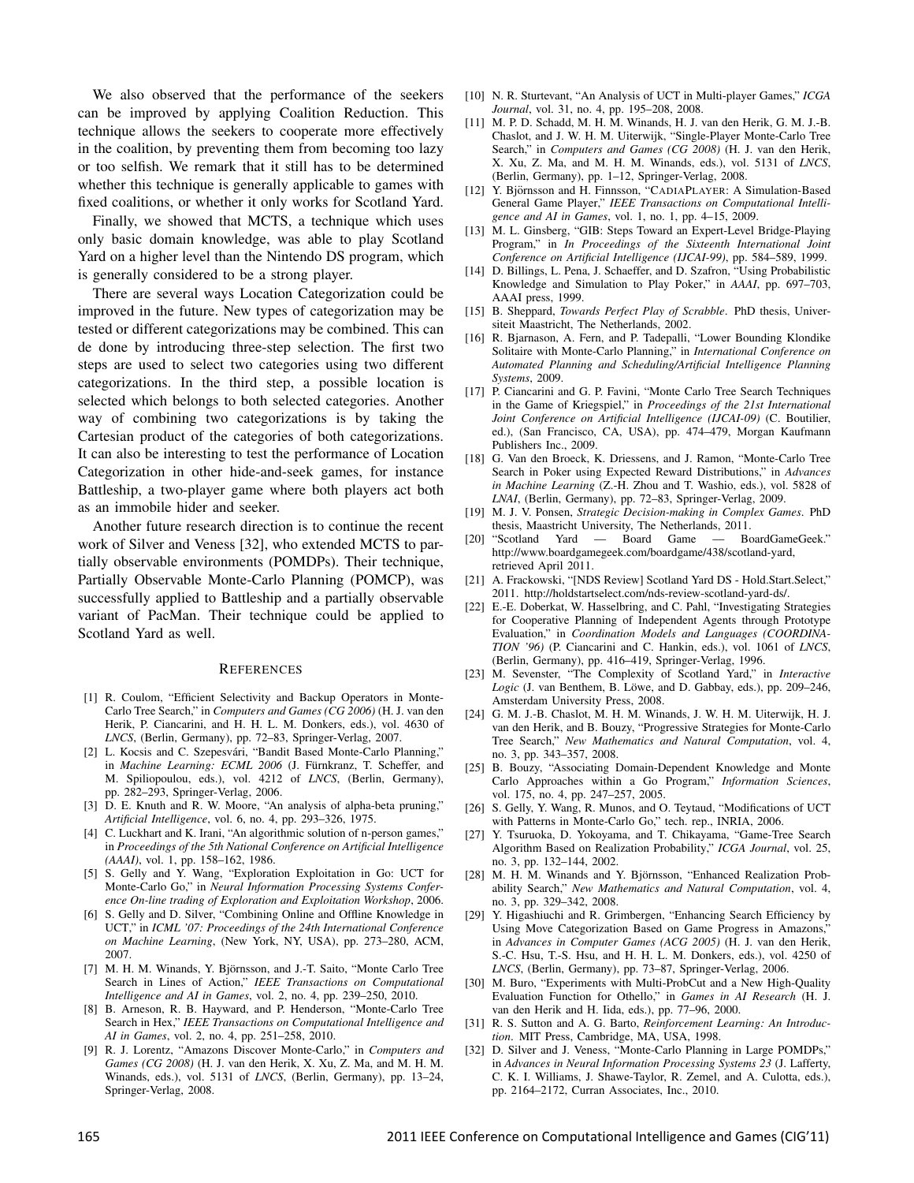We also observed that the performance of the seekers can be improved by applying Coalition Reduction. This technique allows the seekers to cooperate more effectively in the coalition, by preventing them from becoming too lazy or too selfish. We remark that it still has to be determined whether this technique is generally applicable to games with fixed coalitions, or whether it only works for Scotland Yard.

Finally, we showed that MCTS, a technique which uses only basic domain knowledge, was able to play Scotland Yard on a higher level than the Nintendo DS program, which is generally considered to be a strong player.

There are several ways Location Categorization could be improved in the future. New types of categorization may be tested or different categorizations may be combined. This can de done by introducing three-step selection. The first two steps are used to select two categories using two different categorizations. In the third step, a possible location is selected which belongs to both selected categories. Another way of combining two categorizations is by taking the Cartesian product of the categories of both categorizations. It can also be interesting to test the performance of Location Categorization in other hide-and-seek games, for instance Battleship, a two-player game where both players act both as an immobile hider and seeker.

Another future research direction is to continue the recent work of Silver and Veness [32], who extended MCTS to partially observable environments (POMDPs). Their technique, Partially Observable Monte-Carlo Planning (POMCP), was successfully applied to Battleship and a partially observable variant of PacMan. Their technique could be applied to Scotland Yard as well.

## References

[1] R. Coulom, "Efficient Selectivity and Backup Operators in Monte-Carlo Tree Search," in *Computers and Games (CG 2006)* (H. J. van den Herik, P. Ciancarini, and H. H. L. M. Donkers, eds.), vol. 4630 of *LNCS*, (Berlin, Germany), pp. 72–83, Springer-Verlag, 2007.

[2] L. Kocsis and C. Szepesvári, "Bandit Based Monte-Carlo Planning," in *Machine Learning: ECML 2006* (J. Fürnkranz, T. Scheffer, and M. Spiliopoulou, eds.), vol. 4212 of *LNCS*, (Berlin, Germany), pp. 282–293, Springer-Verlag, 2006.

[3] D. E. Knuth and R. W. Moore, "An analysis of alpha-beta pruning," *Artificial Intelligence*, vol. 6, no. 4, pp. 293–326, 1975.

[4] C. Luckhart and K. Irani, "An algorithmic solution of n-person games," in *Proceedings of the 5th National Conference on Artificial Intelligence (AAAI)*, vol. 1, pp. 158–162, 1986.

[5] S. Gelly and Y. Wang, "Exploration Exploitation in Go: UCT for Monte-Carlo Go," in *Neural Information Processing Systems Conference On-line trading of Exploration and Exploitation Workshop*, 2006.

[6] S. Gelly and D. Silver, "Combining Online and Offline Knowledge in UCT," in *ICML '07: Proceedings of the 24th International Conference on Machine Learning*, (New York, NY, USA), pp. 273–280, ACM, 2007.

[7] M. H. M. Winands, Y. Björnsson, and J.-T. Saito, "Monte Carlo Tree Search in Lines of Action," *IEEE Transactions on Computational Intelligence and AI in Games*, vol. 2, no. 4, pp. 239–250, 2010.

[8] B. Arneson, R. B. Hayward, and P. Henderson, "Monte-Carlo Tree Search in Hex," *IEEE Transactions on Computational Intelligence and AI in Games*, vol. 2, no. 4, pp. 251–258, 2010.

[9] R. J. Lorentz, "Amazons Discover Monte-Carlo," in *Computers and Games (CG 2008)* (H. J. van den Herik, X. Xu, Z. Ma, and M. H. M. Winands, eds.), vol. 5131 of *LNCS*, (Berlin, Germany), pp. 13–24, Springer-Verlag, 2008.

[10] N. R. Sturtevant, "An Analysis of UCT in Multi-player Games," *ICGA Journal*, vol. 31, no. 4, pp. 195–208, 2008.

[11] M. P. D. Schadd, M. H. M. Winands, H. J. van den Herik, G. M. J.-B. Chaslot, and J. W. H. M. Uiterwijk, "Single-Player Monte-Carlo Tree Search," in *Computers and Games (CG 2008)* (H. J. van den Herik, X. Xu, Z. Ma, and M. H. M. Winands, eds.), vol. 5131 of *LNCS*, (Berlin, Germany), pp. 1–12, Springer-Verlag, 2008.

[12] Y. Björnsson and H. Finnsson, "CadiaPlayer: A Simulation-Based General Game Player," *IEEE Transactions on Computational Intelligence and AI in Games*, vol. 1, no. 1, pp. 4–15, 2009.

[13] M. L. Ginsberg, "GIB: Steps Toward an Expert-Level Bridge-Playing Program," in *In Proceedings of the Sixteenth International Joint Conference on Artificial Intelligence (IJCAI-99)*, pp. 584–589, 1999.

[14] D. Billings, L. Pena, J. Schaeffer, and D. Szafron, "Using Probabilistic Knowledge and Simulation to Play Poker," in *AAAI*, pp. 697–703, AAAI press, 1999.

[15] B. Sheppard, *Towards Perfect Play of Scrabble*. PhD thesis, Universiteit Maastricht, The Netherlands, 2002.

[16] R. Bjarnason, A. Fern, and P. Tadepalli, "Lower Bounding Klondike Solitaire with Monte-Carlo Planning," in *International Conference on Automated Planning and Scheduling/Artificial Intelligence Planning Systems*, 2009.

[17] P. Ciancarini and G. P. Favini, "Monte Carlo Tree Search Techniques in the Game of Kriegspiel," in *Proceedings of the 21st International Joint Conference on Artificial Intelligence (IJCAI-09)* (C. Boutilier, ed.), (San Francisco, CA, USA), pp. 474–479, Morgan Kaufmann Publishers Inc., 2009.

[18] G. Van den Broeck, K. Driessens, and J. Ramon, "Monte-Carlo Tree Search in Poker using Expected Reward Distributions," in *Advances in Machine Learning* (Z.-H. Zhou and T. Washio, eds.), vol. 5828 of *LNAI*, (Berlin, Germany), pp. 72–83, Springer-Verlag, 2009.

[19] M. J. V. Ponsen, *Strategic Decision-making in Complex Games*. PhD thesis, Maastricht University, The Netherlands, 2011.

[20] "Scotland Yard — Board Game — BoardGameGeek." http://www.boardgamegeek.com/boardgame/438/scotland-yard, retrieved April 2011.

[21] A. Frackowski, "[NDS Review] Scotland Yard DS - Hold.Start.Select," 2011. http://holdstartselect.com/nds-review-scotland-yard-ds/.

[22] E.-E. Doberkat, W. Hasselbring, and C. Pahl, "Investigating Strategies for Cooperative Planning of Independent Agents through Prototype Evaluation," in *Coordination Models and Languages (COORDINATION '96)* (P. Ciancarini and C. Hankin, eds.), vol. 1061 of *LNCS*, (Berlin, Germany), pp. 416–419, Springer-Verlag, 1996.

[23] M. Sevenster, "The Complexity of Scotland Yard," in *Interactive Logic* (J. van Benthem, B. Löwe, and D. Gabbay, eds.), pp. 209–246, Amsterdam University Press, 2008.

[24] G. M. J.-B. Chaslot, M. H. M. Winands, J. W. H. M. Uiterwijk, H. J. van den Herik, and B. Bouzy, "Progressive Strategies for Monte-Carlo Tree Search," *New Mathematics and Natural Computation*, vol. 4, no. 3, pp. 343–357, 2008.

[25] B. Bouzy, "Associating Domain-Dependent Knowledge and Monte Carlo Approaches within a Go Program," *Information Sciences*, vol. 175, no. 4, pp. 247–257, 2005.

[26] S. Gelly, Y. Wang, R. Munos, and O. Teytaud, "Modifications of UCT with Patterns in Monte-Carlo Go," tech. rep., INRIA, 2006.

[27] Y. Tsuruoka, D. Yokoyama, and T. Chikayama, "Game-Tree Search Algorithm Based on Realization Probability," *ICGA Journal*, vol. 25, no. 3, pp. 132–144, 2002.

[28] M. H. M. Winands and Y. Björnsson, "Enhanced Realization Probability Search," *New Mathematics and Natural Computation*, vol. 4, no. 3, pp. 329–342, 2008.

[29] Y. Higashiuchi and R. Grimbergen, "Enhancing Search Efficiency by Using Move Categorization Based on Game Progress in Amazons," in *Advances in Computer Games (ACG 2005)* (H. J. van den Herik, S.-C. Hsu, T.-S. Hsu, and H. H. L. M. Donkers, eds.), vol. 4250 of *LNCS*, (Berlin, Germany), pp. 73–87, Springer-Verlag, 2006.

[30] M. Buro, "Experiments with Multi-ProbCut and a New High-Quality Evaluation Function for Othello," in *Games in AI Research* (H. J. van den Herik and H. Iida, eds.), pp. 77–96, 2000.

[31] R. S. Sutton and A. G. Barto, *Reinforcement Learning: An Introduction*. MIT Press, Cambridge, MA, USA, 1998.

[32] D. Silver and J. Veness, "Monte-Carlo Planning in Large POMDPs," in *Advances in Neural Information Processing Systems 23* (J. Lafferty, C. K. I. Williams, J. Shawe-Taylor, R. Zemel, and A. Culotta, eds.), pp. 2164–2172, Curran Associates, Inc., 2010.